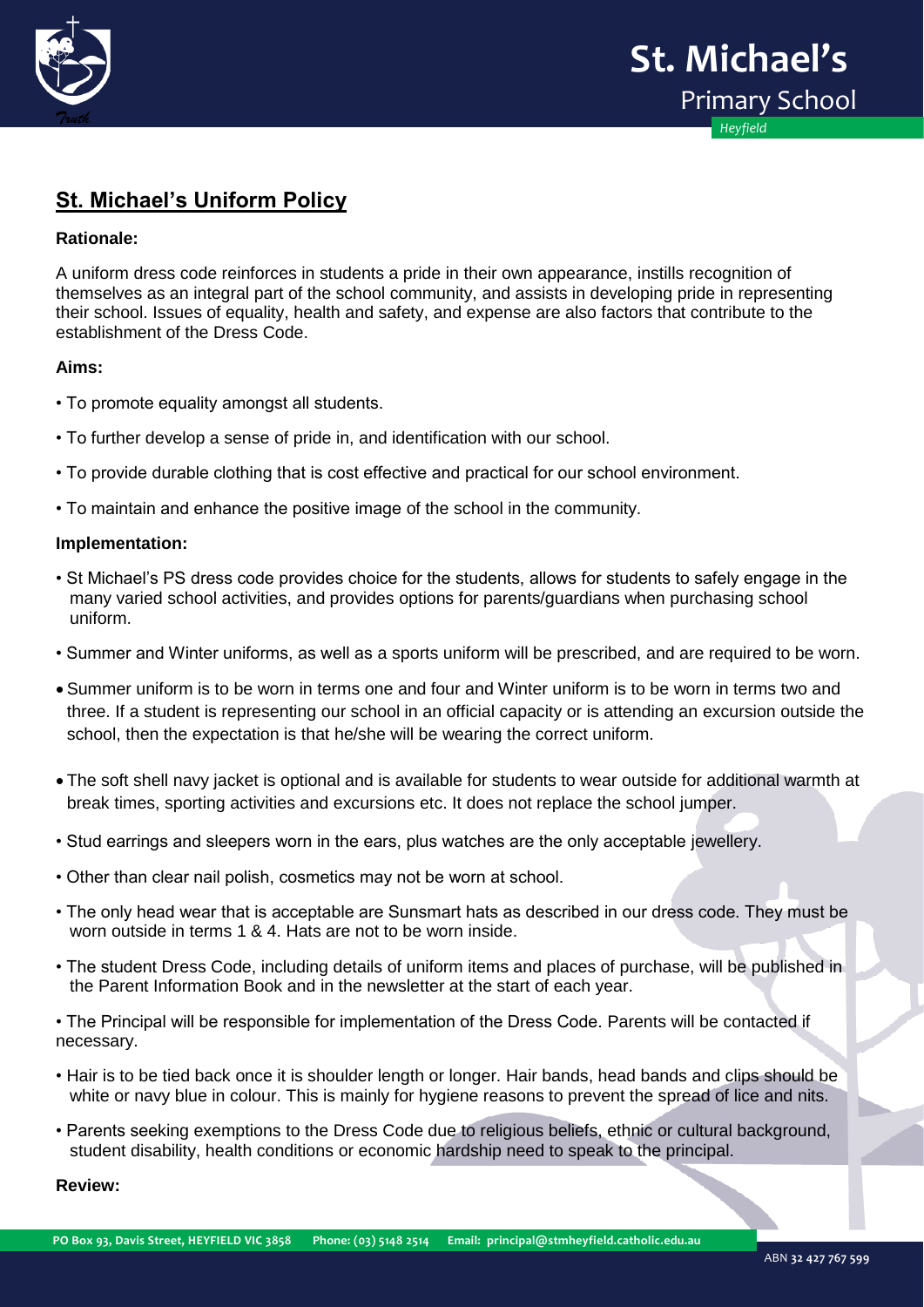## St. Michael's Uniform Policy

**Rationale:**

A uniform dress code reinforces in students a pride in their own appearance, instills recognition of themselves as an integral part of the school community, and assists in developing pride in representing their school. Issues of equality, health and safety, and expense are also factors that contribute to the establishment of the Dress Code.

**Aims:**

- To promote equality amongst all students.
- To further develop a sense of pride in, and identification with our school.
- To provide durable clothing that is cost effective and practical for our school environment.
- To maintain and enhance the positive image of the school in the community.

**Implementation:**

- St Michael's PS dress code provides choice for the students, allows for students to safely engage in the many varied school activities, and provides options for parents/guardians when purchasing school uniform.
- Summer and Winter uniforms, as well as a sports uniform will be prescribed, and are required to be worn.
- Summer uniform is to be worn in terms one and four and Winter uniform is to be worn in terms two and three. If a student is representing our school in an official capacity or is attending an excursion outside the school, then the expectation is that he/she will be wearing the correct uniform.
- The soft shell navy jacket is optional and is available for students to wear outside for additional warmth at break times, sporting activities and excursions etc. It does not replace the school jumper.
- Stud earrings and sleepers worn in the ears, plus watches are the only acceptable jewellery.
- Other than clear nail polish, cosmetics may not be worn at school.
- The only head wear that is acceptable are Sunsmart hats as described in our dress code. They must be worn outside in terms 1 & 4. Hats are not to be worn inside.
- The student Dress Code, including details of uniform items and places of purchase, will be published in the Parent Information Book and in the newsletter at the start of each year.
- The Principal will be responsible for implementation of the Dress Code. Parents will be contacted if necessary.
- Hair is to be tied back once it is shoulder length or longer. Hair bands, head bands and clips should be white or navy blue in colour. This is mainly for hygiene reasons to prevent the spread of lice and nits.
- Parents seeking exemptions to the Dress Code due to religious beliefs, ethnic or cultural background, student disability, health conditions or economic hardship need to speak to the principal.

**Review:**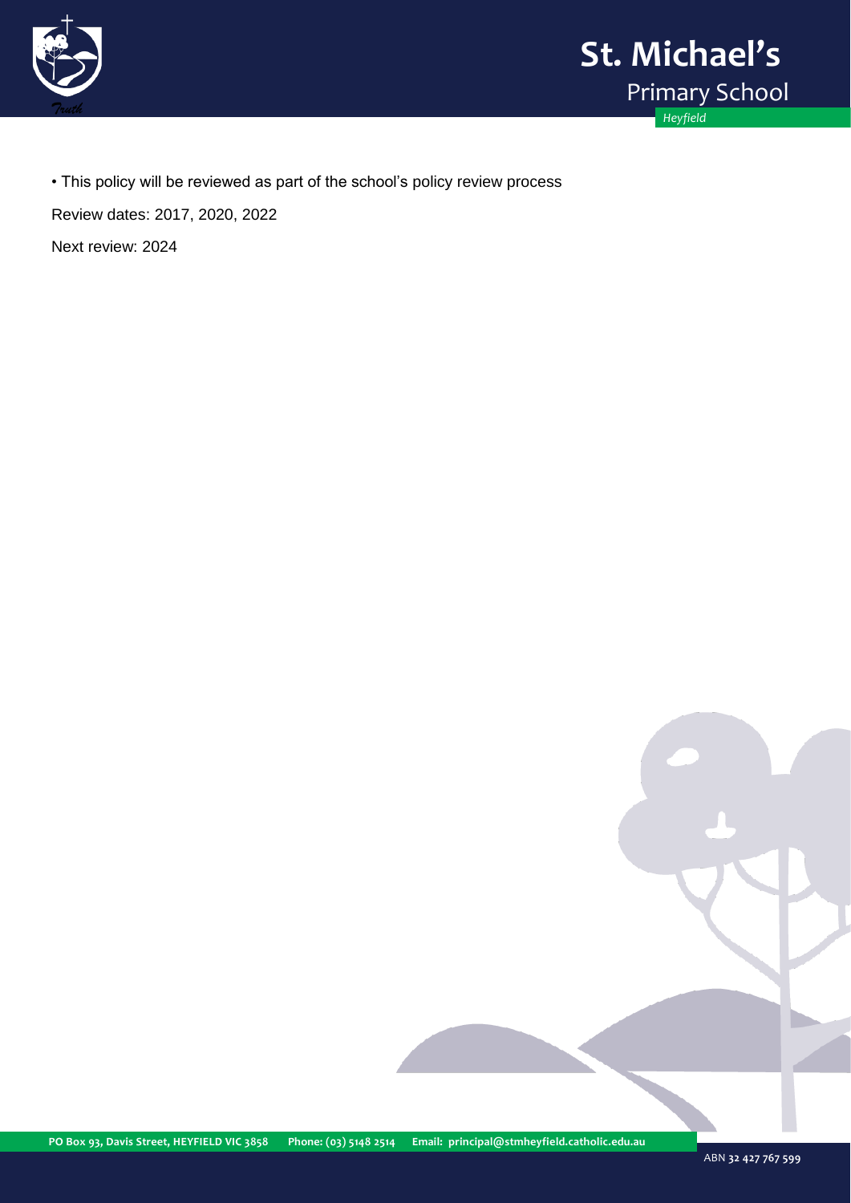- This policy will be reviewed as part of the school's policy review process

Review dates: 2017, 2020, 2022

Next review: 2024